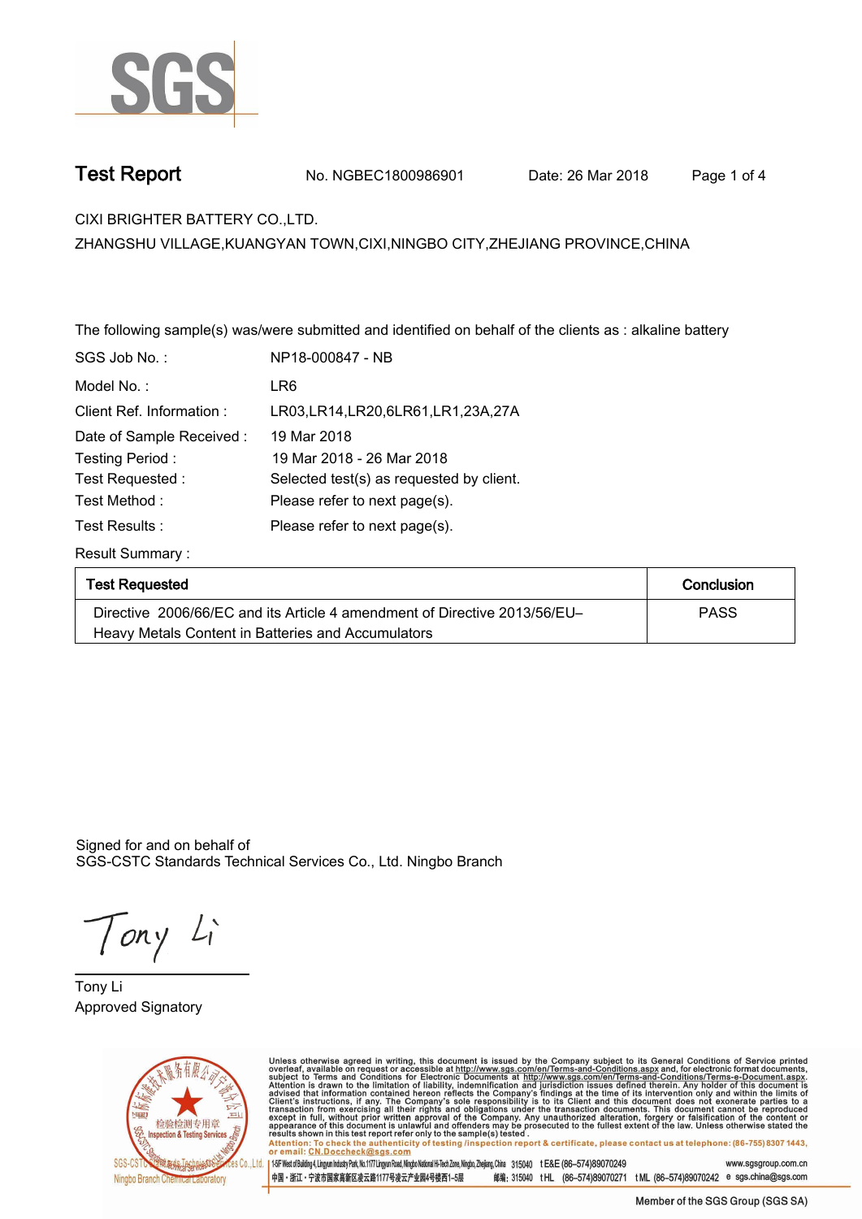SGS

# Test Report

No. NGBEC1800986901    Date: 26 Mar 2018

CIXI BRIGHTER BATTERY CO.,LTD.

ZHANGSHU VILLAGE,KUANGYAN TOWN,CIXI,NINGBO CITY,ZHEJIANG PROVINCE,CHINA

The following sample(s) was/were submitted and identified on behalf of the clients as : alkaline battery

| | |
|---|---|
| SGS Job No. : | NP18-000847 - NB |
| Model No. : | LR6 |
| Client Ref. Information : | LR03,LR14,LR20,6LR61,LR1,23A,27A |
| Date of Sample Received : | 19 Mar 2018 |
| Testing Period : | 19 Mar 2018 - 26 Mar 2018 |
| Test Requested : | Selected test(s) as requested by client. |
| Test Method : | Please refer to next page(s). |
| Test Results : | Please refer to next page(s). |

Result Summary :

| Test Requested | Conclusion |
|---|---|
| Directive 2006/66/EC and its Article 4 amendment of Directive 2013/56/EU– Heavy Metals Content in Batteries and Accumulators | PASS |

Signed for and on behalf of
SGS-CSTC Standards Technical Services Co., Ltd. Ningbo Branch

Tony Li

Tony Li
Approved Signatory

Unless otherwise agreed in writing, this document is issued by the Company subject to its General Conditions of Service printed overleaf, available on request or accessible at http://www.sgs.com/en/Terms-and-Conditions.aspx and, for electronic format documents, subject to Terms and Conditions for Electronic Documents at http://www.sgs.com/en/Terms-and-Conditions/Terms-e-Document.aspx. Attention is drawn to the limitation of liability, indemnification and jurisdiction issues defined therein. Any holder of this document is advised that information contained hereon reflects the Company's findings at the time of its intervention only and within the limits of Client's instructions, if any. The Company's sole responsibility is to its Client and this document does not exonerate parties to a transaction from exercising all their rights and obligations under the transaction documents. This document cannot be reproduced except in full, without prior written approval of the Company. Any unauthorized alteration, forgery or falsification of the content or appearance of this document is unlawful and offenders may be prosecuted to the fullest extent of the law. Unless otherwise stated the results shown in this test report refer only to the sample(s) tested .

Attention: To check the authenticity of testing /inspection report & certificate, please contact us at telephone: (86-755) 8307 1443, or email: CN.Doccheck@sgs.com

1-5F West of Building 4, Lingyun Industry Park, No.1177 Lingyun Road, Ningbo National Hi-Tech Zone, Ningbo, Zhejiang, China 315040 t E&E (86–574)89070249 www.sgsgroup.com.cn

中国・浙江・宁波市国家高新区凌云路1177号凌云产业园4号楼西1–5层 邮编: 315040 t HL (86–574)89070271 t ML (86–574)89070242 e sgs.china@sgs.com

Member of the SGS Group (SGS SA)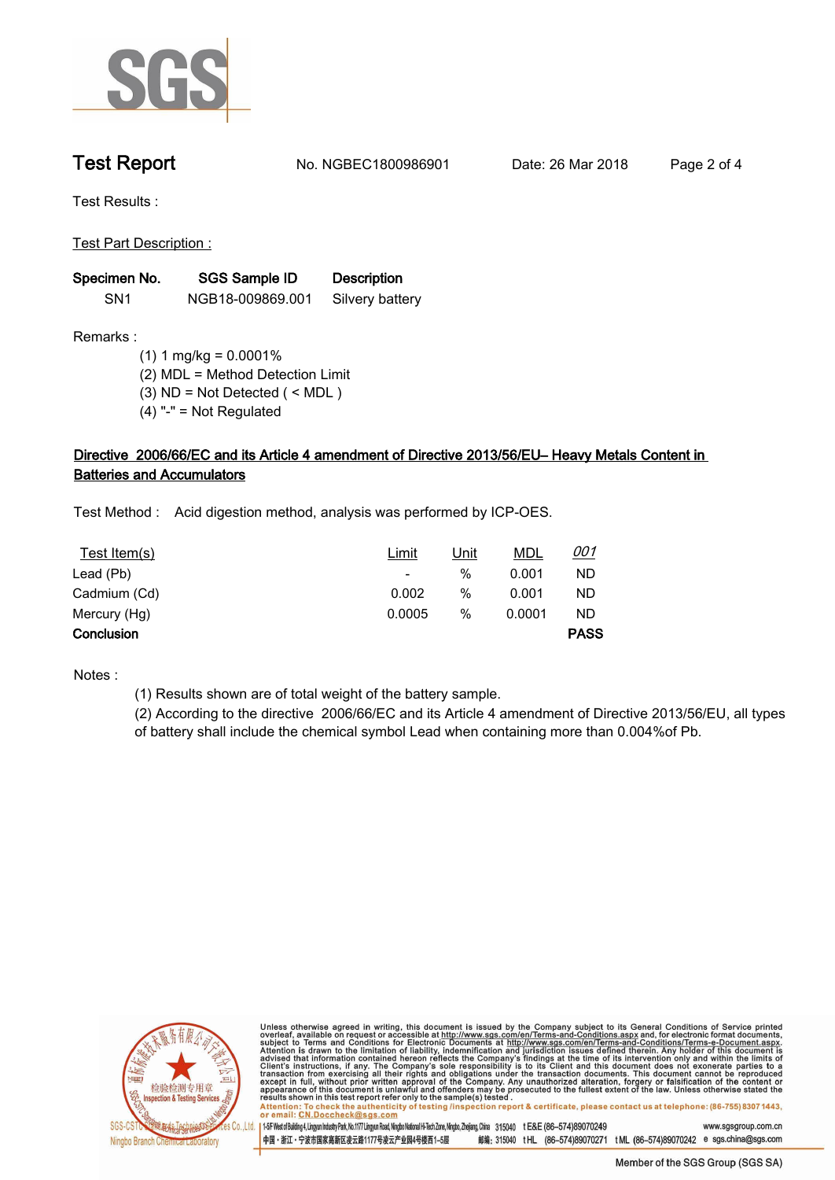# Test Report

No. NGBEC1800986901 Date: 26 Mar 2018

Test Results :

Test Part Description :

| Specimen No. | SGS Sample ID | Description |
|---|---|---|
| SN1 | NGB18-009869.001 | Silvery battery |

Remarks :

(1) 1 mg/kg = 0.0001%
(2) MDL = Method Detection Limit
(3) ND = Not Detected ( < MDL )
(4) "-" = Not Regulated

## Directive 2006/66/EC and its Article 4 amendment of Directive 2013/56/EU– Heavy Metals Content in Batteries and Accumulators

Test Method : Acid digestion method, analysis was performed by ICP-OES.

| Test Item(s) | Limit | Unit | MDL | 001 |
|---|---|---|---|---|
| Lead (Pb) | - | % | 0.001 | ND |
| Cadmium (Cd) | 0.002 | % | 0.001 | ND |
| Mercury (Hg) | 0.0005 | % | 0.0001 | ND |
| **Conclusion** | | | | **PASS** |

Notes :

(1) Results shown are of total weight of the battery sample.
(2) According to the directive 2006/66/EC and its Article 4 amendment of Directive 2013/56/EU, all types of battery shall include the chemical symbol Lead when containing more than 0.004%of Pb.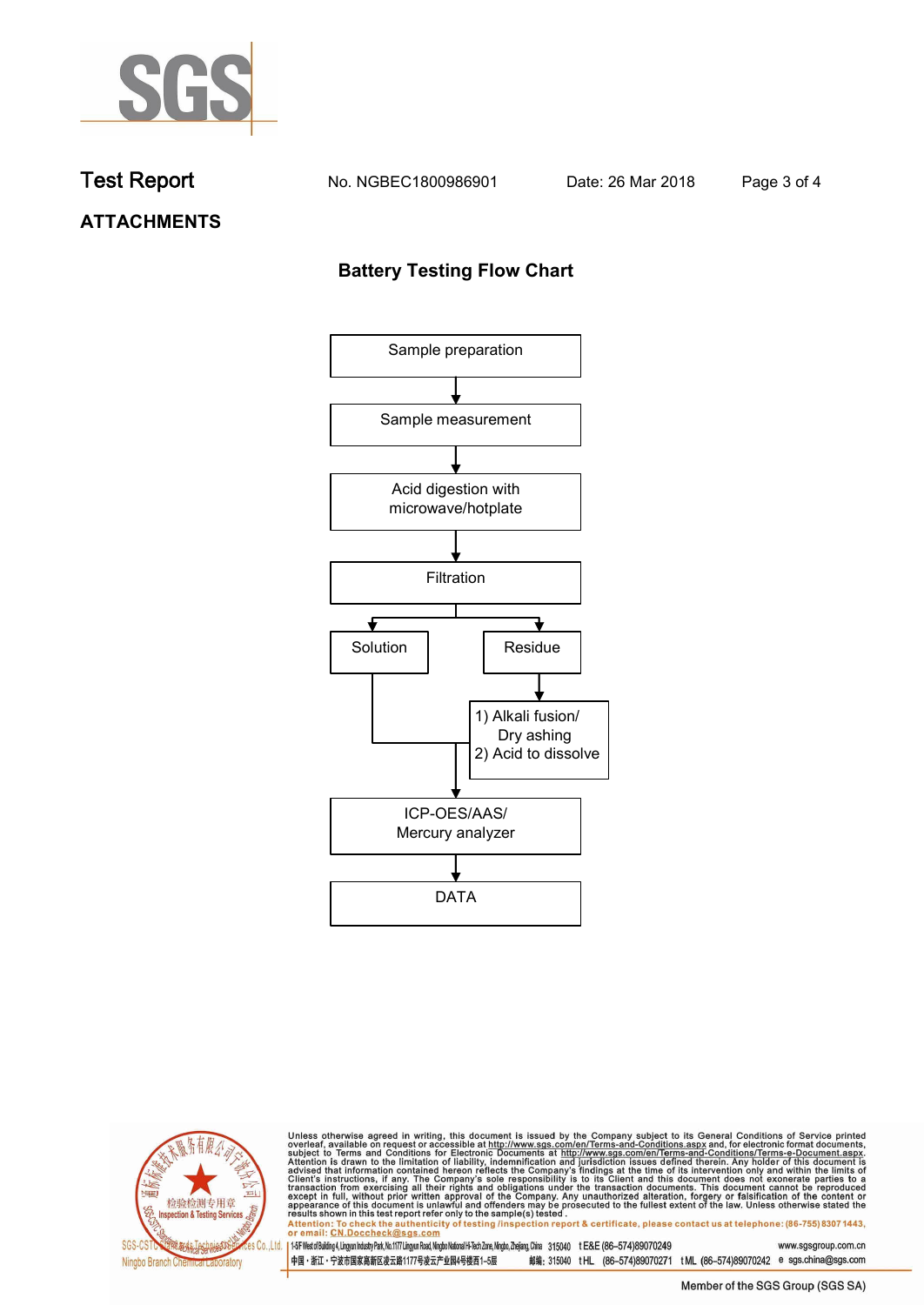# Test Report

No. NGBEC1800986901 Date: 26 Mar 2018

## ATTACHMENTS

### Battery Testing Flow Chart

Sample preparation
↓
Sample measurement
↓
Acid digestion with microwave/hotplate
↓
Filtration
↓

- Solution
- Residue → 1) Alkali fusion/ Dry ashing 2) Acid to dissolve

↓
ICP-OES/AAS/ Mercury analyzer
↓
DATA

Unless otherwise agreed in writing, this document is issued by the Company subject to its General Conditions of Service printed overleaf, available on request or accessible at http://www.sgs.com/en/Terms-and-Conditions.aspx and, for electronic format documents, subject to Terms and Conditions for Electronic Documents at http://www.sgs.com/en/Terms-and-Conditions/Terms-e-Document.aspx. Attention is drawn to the limitation of liability, indemnification and jurisdiction issues defined therein. Any holder of this document is advised that information contained hereon reflects the Company's findings at the time of its intervention only and within the limits of Client's instructions, if any. The Company's sole responsibility is to its Client and this document does not exonerate parties to a transaction from exercising all their rights and obligations under the transaction documents. This document cannot be reproduced except in full, without prior written approval of the Company. Any unauthorized alteration, forgery or falsification of the content or appearance of this document is unlawful and offenders may be prosecuted to the fullest extent of the law. Unless otherwise stated the results shown in this test report refer only to the sample(s) tested.

Attention: To check the authenticity of testing /inspection report & certificate, please contact us at telephone: (86-755) 8307 1443, or email: CN.Doccheck@sgs.com

SGS-CSTC Standards Technical Services Co., Ltd. Ningbo Branch Chemical Laboratory

1-5F West of Building 4, Lingyun Industry Park, No.1177 Lingyun Road, Ningbo National Hi-Tech Zone, Ningbo, Zhejiang, China 315040 t E&E (86–574)89070249 www.sgsgroup.com.cn

中国・浙江・宁波市国家高新区凌云路1177号凌云产业园4号楼西1–5层 邮编: 315040 t HL (86–574)89070271 t ML (86–574)89070242 e sgs.china@sgs.com

Member of the SGS Group (SGS SA)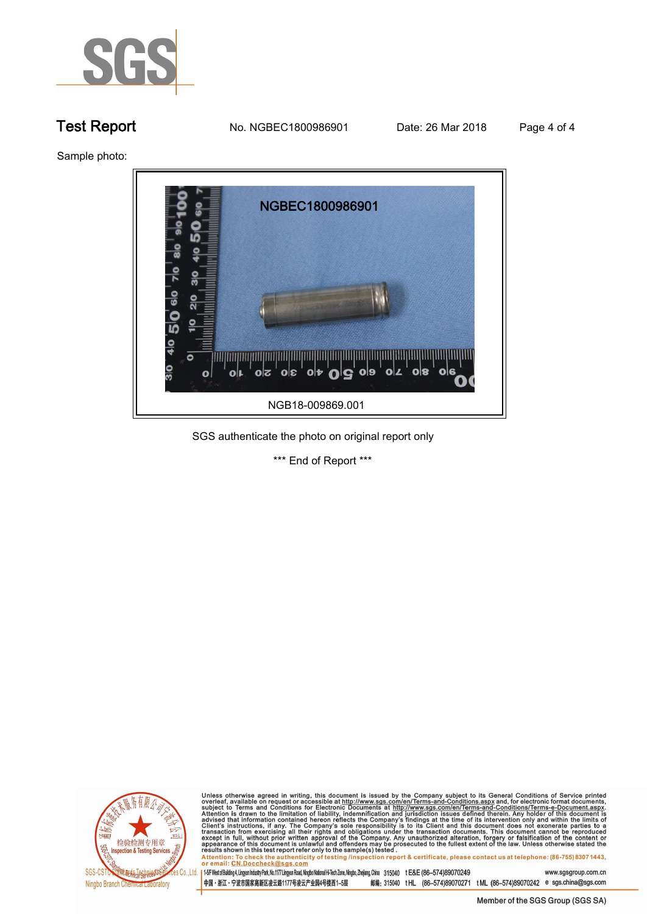**Test Report** No. NGBEC1800986901 Date: 26 Mar 2018

Sample photo:

NGBEC1800986901

NGB18-009869.001

SGS authenticate the photo on original report only

\*\*\* End of Report \*\*\*

Unless otherwise agreed in writing, this document is issued by the Company subject to its General Conditions of Service printed overleaf, available on request or accessible at http://www.sgs.com/en/Terms-and-Conditions.aspx and, for electronic format documents, subject to Terms and Conditions for Electronic Documents at http://www.sgs.com/en/Terms-and-Conditions/Terms-e-Document.aspx. Attention is drawn to the limitation of liability, indemnification and jurisdiction issues defined therein. Any holder of this document is advised that information contained hereon reflects the Company's findings at the time of its intervention only and within the limits of Client's instructions, if any. The Company's sole responsibility is to its Client and this document does not exonerate parties to a transaction from exercising all their rights and obligations under the transaction documents. This document cannot be reproduced except in full, without prior written approval of the Company. Any unauthorized alteration, forgery or falsification of the content or appearance of this document is unlawful and offenders may be prosecuted to the fullest extent of the law. Unless otherwise stated the results shown in this test report refer only to the sample(s) tested .
Attention: To check the authenticity of testing /inspection report & certificate, please contact us at telephone: (86-755) 8307 1443, or email: CN.Doccheck@sgs.com

SGS-CSTC Standards Technical Services Co., Ltd. Ningbo Branch Chemical Laboratory

1-5F West of Building 4, Lingyun Industry Park, No.1177 Lingyun Road, Ningbo National Hi-Tech Zone, Ningbo, Zhejiang, China 315040 t E&E (86–574)89070249 www.sgsgroup.com.cn
中国・浙江・宁波市国家高新区凌云路1177号凌云产业园4号楼西1–5层 邮编: 315040 t HL (86–574)89070271 t ML (86–574)89070242 e sgs.china@sgs.com

Member of the SGS Group (SGS SA)